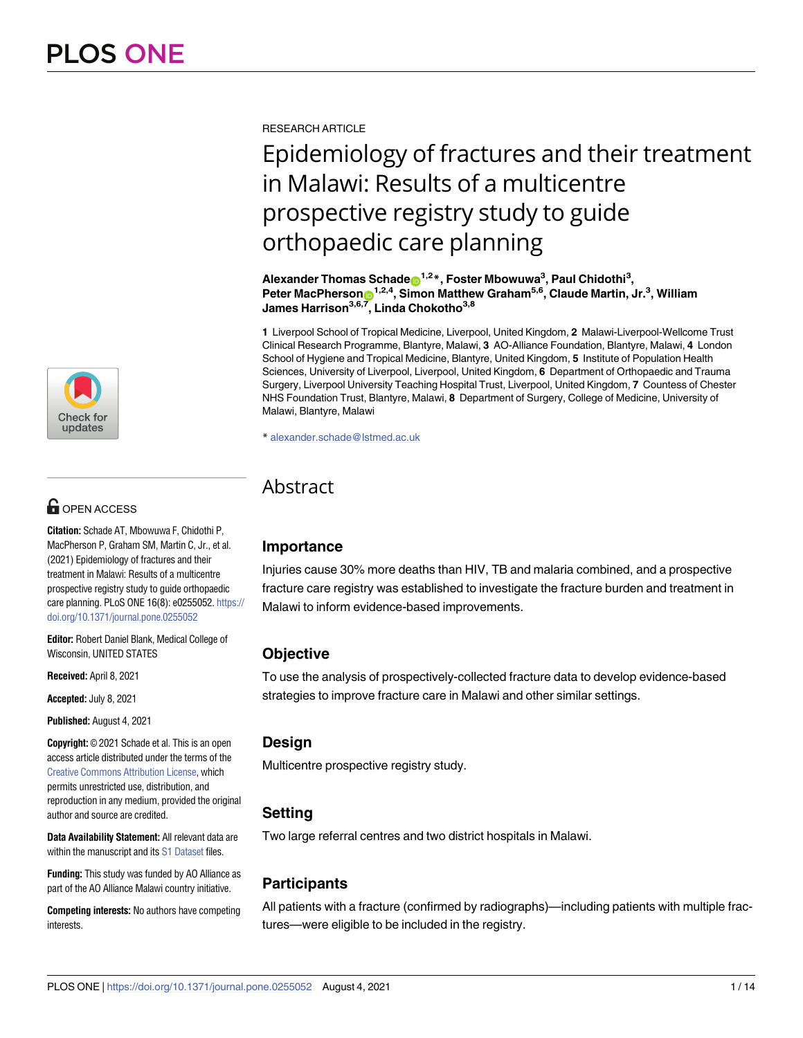RESEARCH ARTICLE

# Epidemiology of fractures and their treatment in Malawi: Results of a multicentre prospective registry study to guide orthopaedic care planning

**Alexander Thomas Schade**[1,2]*, **Foster Mbowuwa**[3], **Paul Chidothi**[3], **Peter MacPherson**[1,2,4], **Simon Matthew Graham**[5,6], **Claude Martin, Jr.**[3], **William James Harrison**[3,6,7], **Linda Chokotho**[3,8]

**1** Liverpool School of Tropical Medicine, Liverpool, United Kingdom, **2** Malawi-Liverpool-Wellcome Trust Clinical Research Programme, Blantyre, Malawi, **3** AO-Alliance Foundation, Blantyre, Malawi, **4** London School of Hygiene and Tropical Medicine, Blantyre, United Kingdom, **5** Institute of Population Health Sciences, University of Liverpool, Liverpool, United Kingdom, **6** Department of Orthopaedic and Trauma Surgery, Liverpool University Teaching Hospital Trust, Liverpool, United Kingdom, **7** Countess of Chester NHS Foundation Trust, Blantyre, Malawi, **8** Department of Surgery, College of Medicine, University of Malawi, Blantyre, Malawi

* alexander.schade@lstmed.ac.uk

OPEN ACCESS

**Citation:** Schade AT, Mbowuwa F, Chidothi P, MacPherson P, Graham SM, Martin C, Jr., et al. (2021) Epidemiology of fractures and their treatment in Malawi: Results of a multicentre prospective registry study to guide orthopaedic care planning. PLoS ONE 16(8): e0255052. https://doi.org/10.1371/journal.pone.0255052

**Editor:** Robert Daniel Blank, Medical College of Wisconsin, UNITED STATES

**Received:** April 8, 2021

**Accepted:** July 8, 2021

**Published:** August 4, 2021

**Copyright:** © 2021 Schade et al. This is an open access article distributed under the terms of the Creative Commons Attribution License, which permits unrestricted use, distribution, and reproduction in any medium, provided the original author and source are credited.

**Data Availability Statement:** All relevant data are within the manuscript and its S1 Dataset files.

**Funding:** This study was funded by AO Alliance as part of the AO Alliance Malawi country initiative.

**Competing interests:** No authors have competing interests.

## Abstract

### Importance

Injuries cause 30% more deaths than HIV, TB and malaria combined, and a prospective fracture care registry was established to investigate the fracture burden and treatment in Malawi to inform evidence-based improvements.

### Objective

To use the analysis of prospectively-collected fracture data to develop evidence-based strategies to improve fracture care in Malawi and other similar settings.

### Design

Multicentre prospective registry study.

### Setting

Two large referral centres and two district hospitals in Malawi.

### Participants

All patients with a fracture (confirmed by radiographs)—including patients with multiple fractures—were eligible to be included in the registry.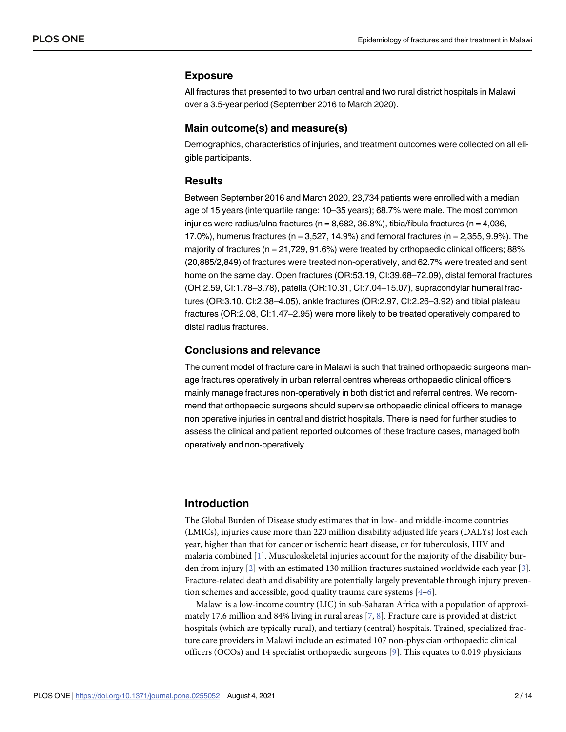## Exposure

All fractures that presented to two urban central and two rural district hospitals in Malawi over a 3.5-year period (September 2016 to March 2020).

## Main outcome(s) and measure(s)

Demographics, characteristics of injuries, and treatment outcomes were collected on all eligible participants.

## Results

Between September 2016 and March 2020, 23,734 patients were enrolled with a median age of 15 years (interquartile range: 10–35 years); 68.7% were male. The most common injuries were radius/ulna fractures (n = 8,682, 36.8%), tibia/fibula fractures (n = 4,036, 17.0%), humerus fractures (n = 3,527, 14.9%) and femoral fractures (n = 2,355, 9.9%). The majority of fractures (n = 21,729, 91.6%) were treated by orthopaedic clinical officers; 88% (20,885/2,849) of fractures were treated non-operatively, and 62.7% were treated and sent home on the same day. Open fractures (OR:53.19, CI:39.68–72.09), distal femoral fractures (OR:2.59, CI:1.78–3.78), patella (OR:10.31, CI:7.04–15.07), supracondylar humeral fractures (OR:3.10, CI:2.38–4.05), ankle fractures (OR:2.97, CI:2.26–3.92) and tibial plateau fractures (OR:2.08, CI:1.47–2.95) were more likely to be treated operatively compared to distal radius fractures.

## Conclusions and relevance

The current model of fracture care in Malawi is such that trained orthopaedic surgeons manage fractures operatively in urban referral centres whereas orthopaedic clinical officers mainly manage fractures non-operatively in both district and referral centres. We recommend that orthopaedic surgeons should supervise orthopaedic clinical officers to manage non operative injuries in central and district hospitals. There is need for further studies to assess the clinical and patient reported outcomes of these fracture cases, managed both operatively and non-operatively.

## Introduction

The Global Burden of Disease study estimates that in low- and middle-income countries (LMICs), injuries cause more than 220 million disability adjusted life years (DALYs) lost each year, higher than that for cancer or ischemic heart disease, or for tuberculosis, HIV and malaria combined [1]. Musculoskeletal injuries account for the majority of the disability burden from injury [2] with an estimated 130 million fractures sustained worldwide each year [3]. Fracture-related death and disability are potentially largely preventable through injury prevention schemes and accessible, good quality trauma care systems [4–6].

Malawi is a low-income country (LIC) in sub-Saharan Africa with a population of approximately 17.6 million and 84% living in rural areas [7, 8]. Fracture care is provided at district hospitals (which are typically rural), and tertiary (central) hospitals. Trained, specialized fracture care providers in Malawi include an estimated 107 non-physician orthopaedic clinical officers (OCOs) and 14 specialist orthopaedic surgeons [9]. This equates to 0.019 physicians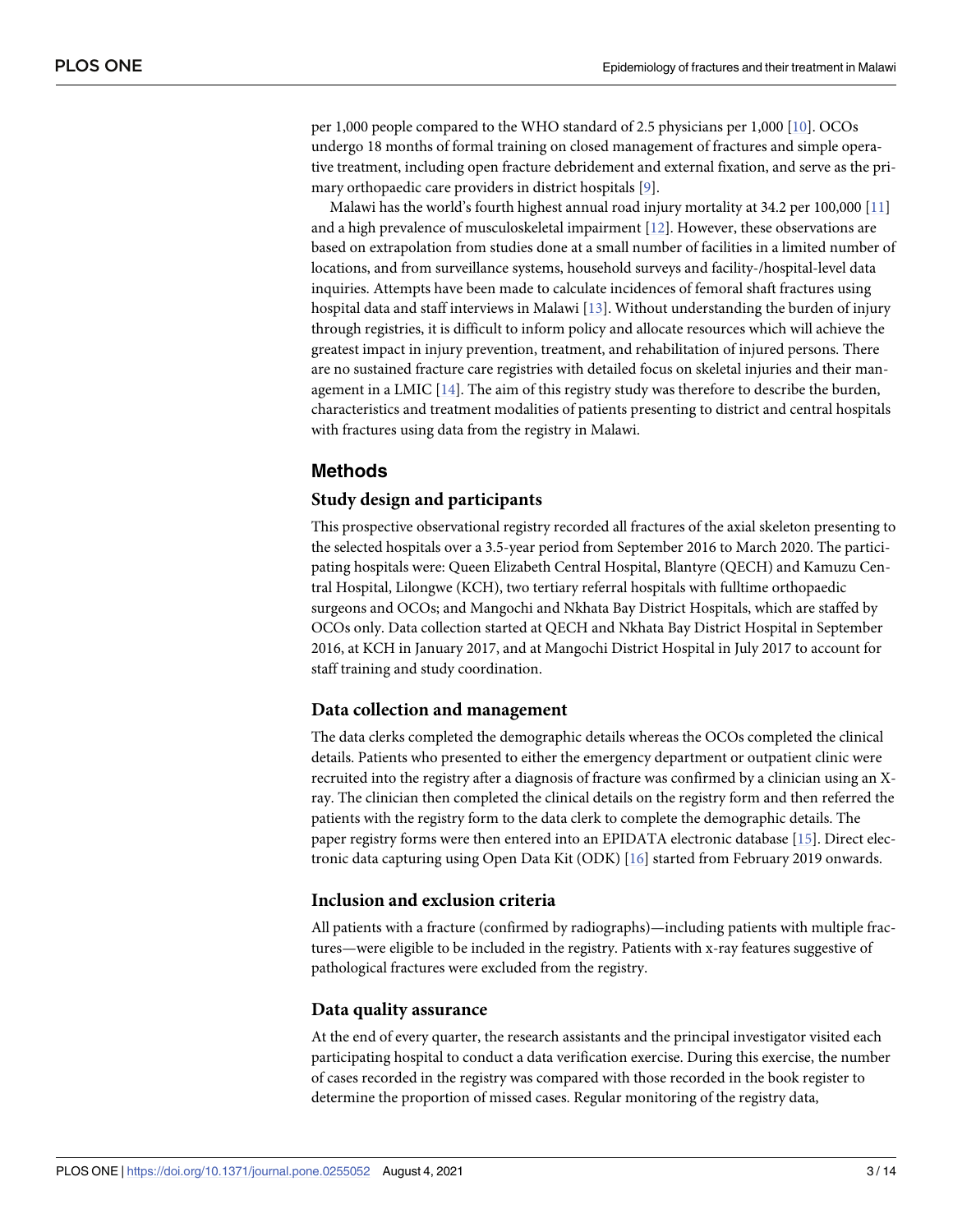per 1,000 people compared to the WHO standard of 2.5 physicians per 1,000 [10]. OCOs undergo 18 months of formal training on closed management of fractures and simple operative treatment, including open fracture debridement and external fixation, and serve as the primary orthopaedic care providers in district hospitals [9].

Malawi has the world's fourth highest annual road injury mortality at 34.2 per 100,000 [11] and a high prevalence of musculoskeletal impairment [12]. However, these observations are based on extrapolation from studies done at a small number of facilities in a limited number of locations, and from surveillance systems, household surveys and facility-/hospital-level data inquiries. Attempts have been made to calculate incidences of femoral shaft fractures using hospital data and staff interviews in Malawi [13]. Without understanding the burden of injury through registries, it is difficult to inform policy and allocate resources which will achieve the greatest impact in injury prevention, treatment, and rehabilitation of injured persons. There are no sustained fracture care registries with detailed focus on skeletal injuries and their management in a LMIC [14]. The aim of this registry study was therefore to describe the burden, characteristics and treatment modalities of patients presenting to district and central hospitals with fractures using data from the registry in Malawi.

## Methods

### Study design and participants

This prospective observational registry recorded all fractures of the axial skeleton presenting to the selected hospitals over a 3.5-year period from September 2016 to March 2020. The participating hospitals were: Queen Elizabeth Central Hospital, Blantyre (QECH) and Kamuzu Central Hospital, Lilongwe (KCH), two tertiary referral hospitals with fulltime orthopaedic surgeons and OCOs; and Mangochi and Nkhata Bay District Hospitals, which are staffed by OCOs only. Data collection started at QECH and Nkhata Bay District Hospital in September 2016, at KCH in January 2017, and at Mangochi District Hospital in July 2017 to account for staff training and study coordination.

### Data collection and management

The data clerks completed the demographic details whereas the OCOs completed the clinical details. Patients who presented to either the emergency department or outpatient clinic were recruited into the registry after a diagnosis of fracture was confirmed by a clinician using an X-ray. The clinician then completed the clinical details on the registry form and then referred the patients with the registry form to the data clerk to complete the demographic details. The paper registry forms were then entered into an EPIDATA electronic database [15]. Direct electronic data capturing using Open Data Kit (ODK) [16] started from February 2019 onwards.

### Inclusion and exclusion criteria

All patients with a fracture (confirmed by radiographs)—including patients with multiple fractures—were eligible to be included in the registry. Patients with x-ray features suggestive of pathological fractures were excluded from the registry.

### Data quality assurance

At the end of every quarter, the research assistants and the principal investigator visited each participating hospital to conduct a data verification exercise. During this exercise, the number of cases recorded in the registry was compared with those recorded in the book register to determine the proportion of missed cases. Regular monitoring of the registry data,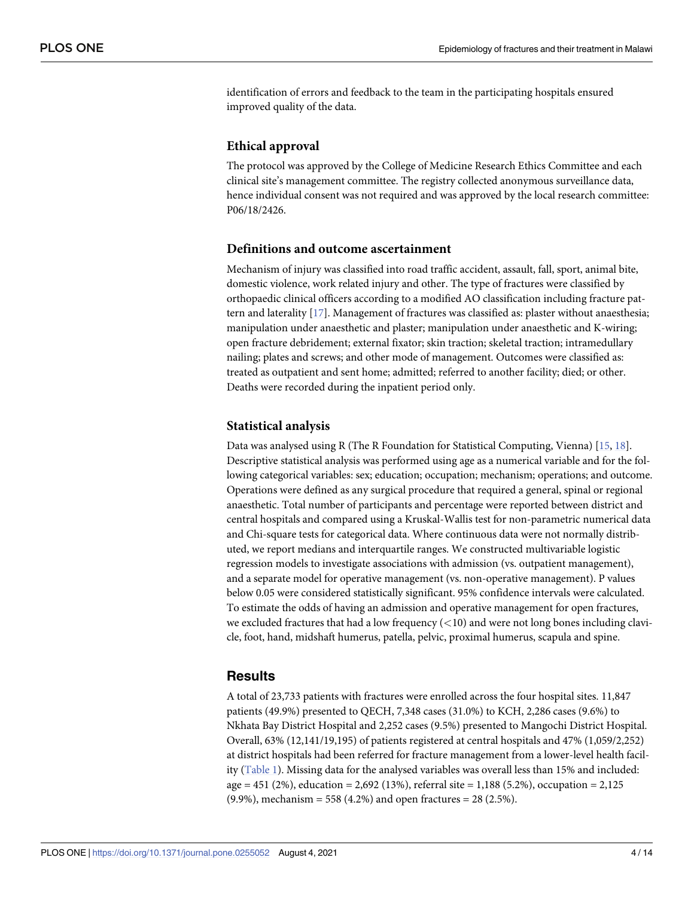identification of errors and feedback to the team in the participating hospitals ensured improved quality of the data.

### Ethical approval

The protocol was approved by the College of Medicine Research Ethics Committee and each clinical site's management committee. The registry collected anonymous surveillance data, hence individual consent was not required and was approved by the local research committee: P06/18/2426.

### Definitions and outcome ascertainment

Mechanism of injury was classified into road traffic accident, assault, fall, sport, animal bite, domestic violence, work related injury and other. The type of fractures were classified by orthopaedic clinical officers according to a modified AO classification including fracture pattern and laterality [17]. Management of fractures was classified as: plaster without anaesthesia; manipulation under anaesthetic and plaster; manipulation under anaesthetic and K-wiring; open fracture debridement; external fixator; skin traction; skeletal traction; intramedullary nailing; plates and screws; and other mode of management. Outcomes were classified as: treated as outpatient and sent home; admitted; referred to another facility; died; or other. Deaths were recorded during the inpatient period only.

### Statistical analysis

Data was analysed using R (The R Foundation for Statistical Computing, Vienna) [15, 18]. Descriptive statistical analysis was performed using age as a numerical variable and for the following categorical variables: sex; education; occupation; mechanism; operations; and outcome. Operations were defined as any surgical procedure that required a general, spinal or regional anaesthetic. Total number of participants and percentage were reported between district and central hospitals and compared using a Kruskal-Wallis test for non-parametric numerical data and Chi-square tests for categorical data. Where continuous data were not normally distributed, we report medians and interquartile ranges. We constructed multivariable logistic regression models to investigate associations with admission (vs. outpatient management), and a separate model for operative management (vs. non-operative management). P values below 0.05 were considered statistically significant. 95% confidence intervals were calculated. To estimate the odds of having an admission and operative management for open fractures, we excluded fractures that had a low frequency (<10) and were not long bones including clavicle, foot, hand, midshaft humerus, patella, pelvic, proximal humerus, scapula and spine.

## Results

A total of 23,733 patients with fractures were enrolled across the four hospital sites. 11,847 patients (49.9%) presented to QECH, 7,348 cases (31.0%) to KCH, 2,286 cases (9.6%) to Nkhata Bay District Hospital and 2,252 cases (9.5%) presented to Mangochi District Hospital. Overall, 63% (12,141/19,195) of patients registered at central hospitals and 47% (1,059/2,252) at district hospitals had been referred for fracture management from a lower-level health facility (Table 1). Missing data for the analysed variables was overall less than 15% and included: age = 451 (2%), education = 2,692 (13%), referral site = 1,188 (5.2%), occupation = 2,125 (9.9%), mechanism = 558 (4.2%) and open fractures = 28 (2.5%).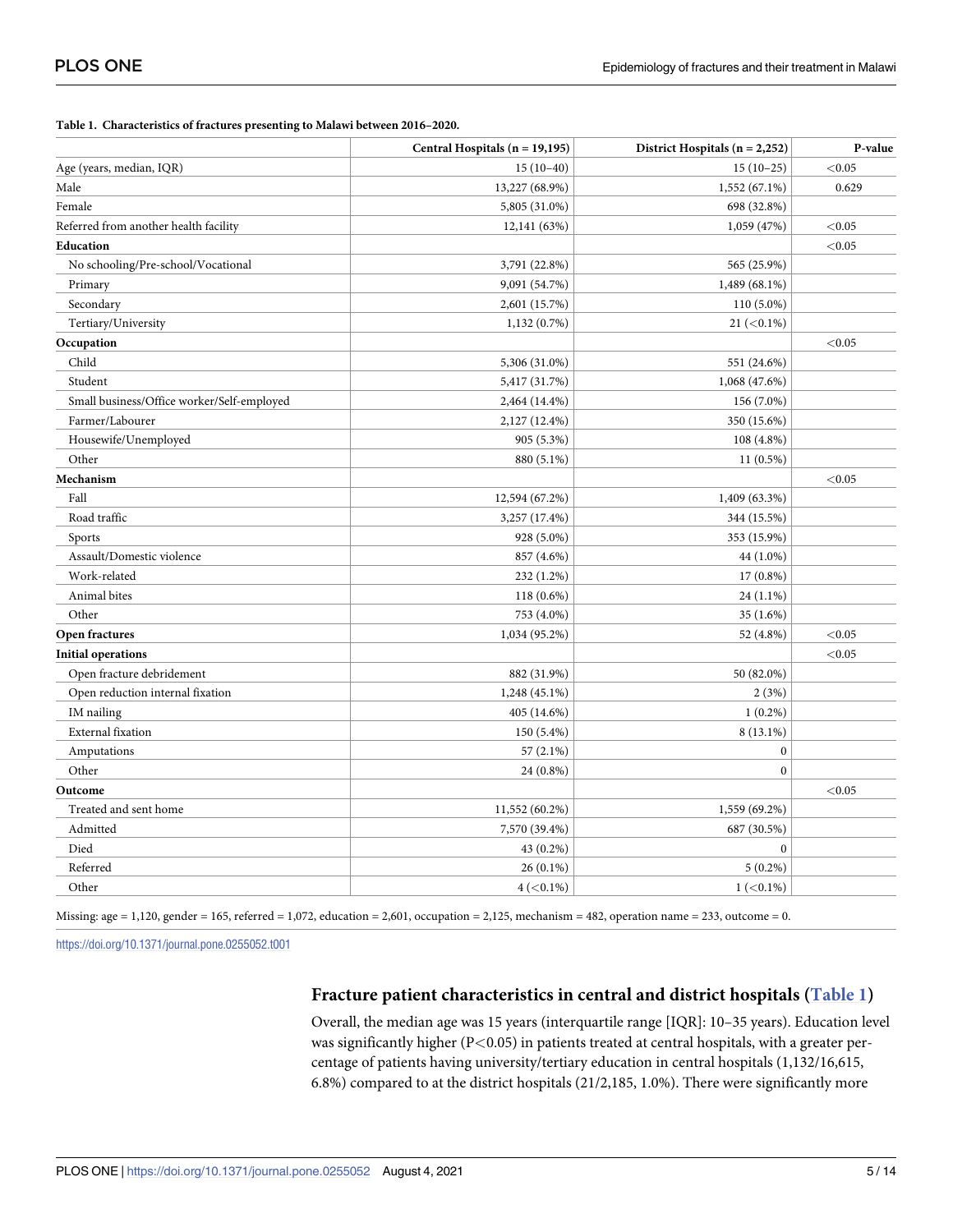**Table 1. Characteristics of fractures presenting to Malawi between 2016–2020.**

| | Central Hospitals (n = 19,195) | District Hospitals (n = 2,252) | P-value |
|---|---|---|---|
| Age (years, median, IQR) | 15 (10–40) | 15 (10–25) | <0.05 |
| Male | 13,227 (68.9%) | 1,552 (67.1%) | 0.629 |
| Female | 5,805 (31.0%) | 698 (32.8%) | |
| Referred from another health facility | 12,141 (63%) | 1,059 (47%) | <0.05 |
| **Education** | | | <0.05 |
| No schooling/Pre-school/Vocational | 3,791 (22.8%) | 565 (25.9%) | |
| Primary | 9,091 (54.7%) | 1,489 (68.1%) | |
| Secondary | 2,601 (15.7%) | 110 (5.0%) | |
| Tertiary/University | 1,132 (0.7%) | 21 (<0.1%) | |
| **Occupation** | | | <0.05 |
| Child | 5,306 (31.0%) | 551 (24.6%) | |
| Student | 5,417 (31.7%) | 1,068 (47.6%) | |
| Small business/Office worker/Self-employed | 2,464 (14.4%) | 156 (7.0%) | |
| Farmer/Labourer | 2,127 (12.4%) | 350 (15.6%) | |
| Housewife/Unemployed | 905 (5.3%) | 108 (4.8%) | |
| Other | 880 (5.1%) | 11 (0.5%) | |
| **Mechanism** | | | <0.05 |
| Fall | 12,594 (67.2%) | 1,409 (63.3%) | |
| Road traffic | 3,257 (17.4%) | 344 (15.5%) | |
| Sports | 928 (5.0%) | 353 (15.9%) | |
| Assault/Domestic violence | 857 (4.6%) | 44 (1.0%) | |
| Work-related | 232 (1.2%) | 17 (0.8%) | |
| Animal bites | 118 (0.6%) | 24 (1.1%) | |
| Other | 753 (4.0%) | 35 (1.6%) | |
| **Open fractures** | 1,034 (95.2%) | 52 (4.8%) | <0.05 |
| **Initial operations** | | | <0.05 |
| Open fracture debridement | 882 (31.9%) | 50 (82.0%) | |
| Open reduction internal fixation | 1,248 (45.1%) | 2 (3%) | |
| IM nailing | 405 (14.6%) | 1 (0.2%) | |
| External fixation | 150 (5.4%) | 8 (13.1%) | |
| Amputations | 57 (2.1%) | 0 | |
| Other | 24 (0.8%) | 0 | |
| **Outcome** | | | <0.05 |
| Treated and sent home | 11,552 (60.2%) | 1,559 (69.2%) | |
| Admitted | 7,570 (39.4%) | 687 (30.5%) | |
| Died | 43 (0.2%) | 0 | |
| Referred | 26 (0.1%) | 5 (0.2%) | |
| Other | 4 (<0.1%) | 1 (<0.1%) | |

Missing: age = 1,120, gender = 165, referred = 1,072, education = 2,601, occupation = 2,125, mechanism = 482, operation name = 233, outcome = 0.

https://doi.org/10.1371/journal.pone.0255052.t001

## Fracture patient characteristics in central and district hospitals (Table 1)

Overall, the median age was 15 years (interquartile range [IQR]: 10–35 years). Education level was significantly higher ($P<0.05$) in patients treated at central hospitals, with a greater percentage of patients having university/tertiary education in central hospitals (1,132/16,615, 6.8%) compared to at the district hospitals (21/2,185, 1.0%). There were significantly more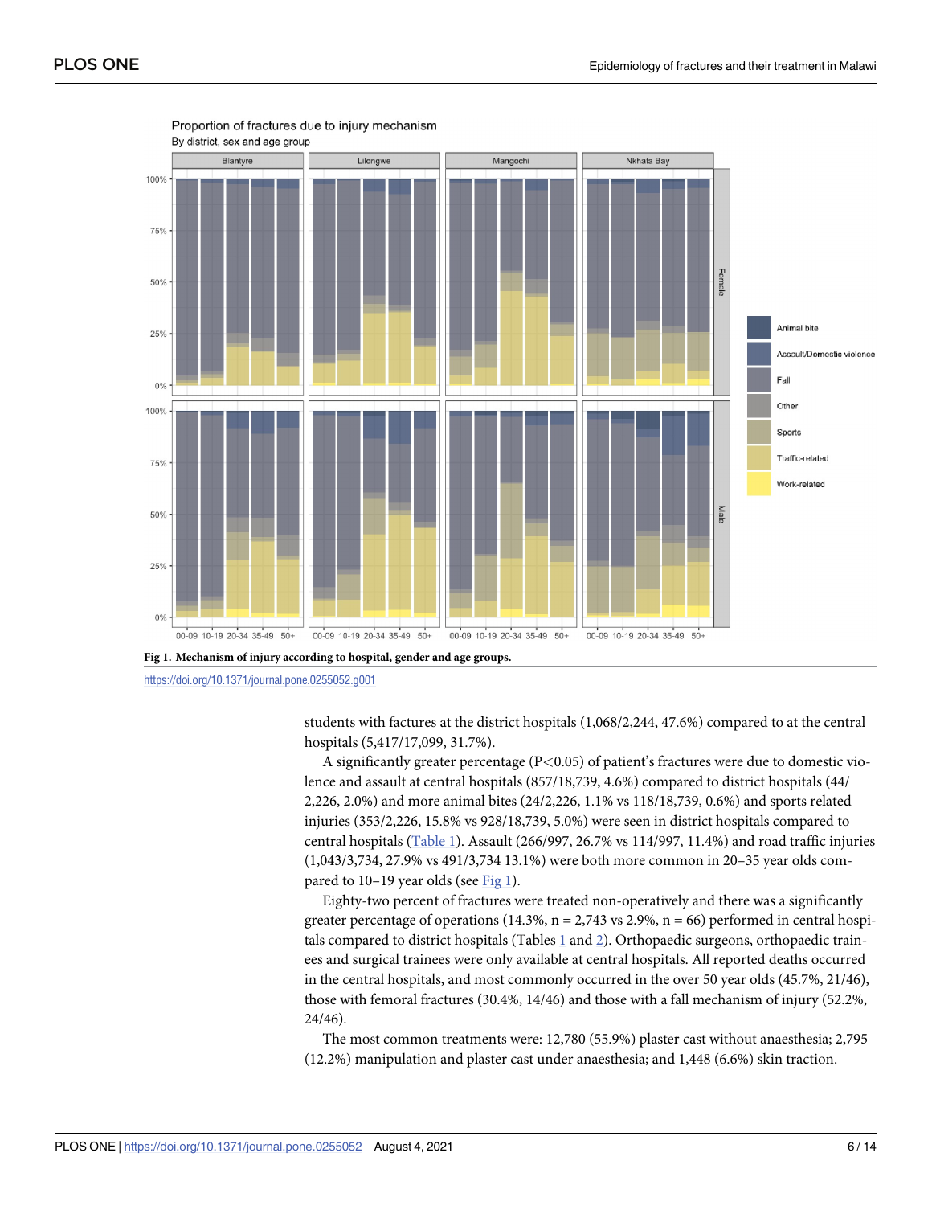**Fig 1. Mechanism of injury according to hospital, gender and age groups.**

https://doi.org/10.1371/journal.pone.0255052.g001

students with factures at the district hospitals (1,068/2,244, 47.6%) compared to at the central hospitals (5,417/17,099, 31.7%).

A significantly greater percentage (P<0.05) of patient's fractures were due to domestic violence and assault at central hospitals (857/18,739, 4.6%) compared to district hospitals (44/2,226, 2.0%) and more animal bites (24/2,226, 1.1% vs 118/18,739, 0.6%) and sports related injuries (353/2,226, 15.8% vs 928/18,739, 5.0%) were seen in district hospitals compared to central hospitals (Table 1). Assault (266/997, 26.7% vs 114/997, 11.4%) and road traffic injuries (1,043/3,734, 27.9% vs 491/3,734 13.1%) were both more common in 20–35 year olds compared to 10–19 year olds (see Fig 1).

Eighty-two percent of fractures were treated non-operatively and there was a significantly greater percentage of operations (14.3%, n = 2,743 vs 2.9%, n = 66) performed in central hospitals compared to district hospitals (Tables 1 and 2). Orthopaedic surgeons, orthopaedic trainees and surgical trainees were only available at central hospitals. All reported deaths occurred in the central hospitals, and most commonly occurred in the over 50 year olds (45.7%, 21/46), those with femoral fractures (30.4%, 14/46) and those with a fall mechanism of injury (52.2%, 24/46).

The most common treatments were: 12,780 (55.9%) plaster cast without anaesthesia; 2,795 (12.2%) manipulation and plaster cast under anaesthesia; and 1,448 (6.6%) skin traction.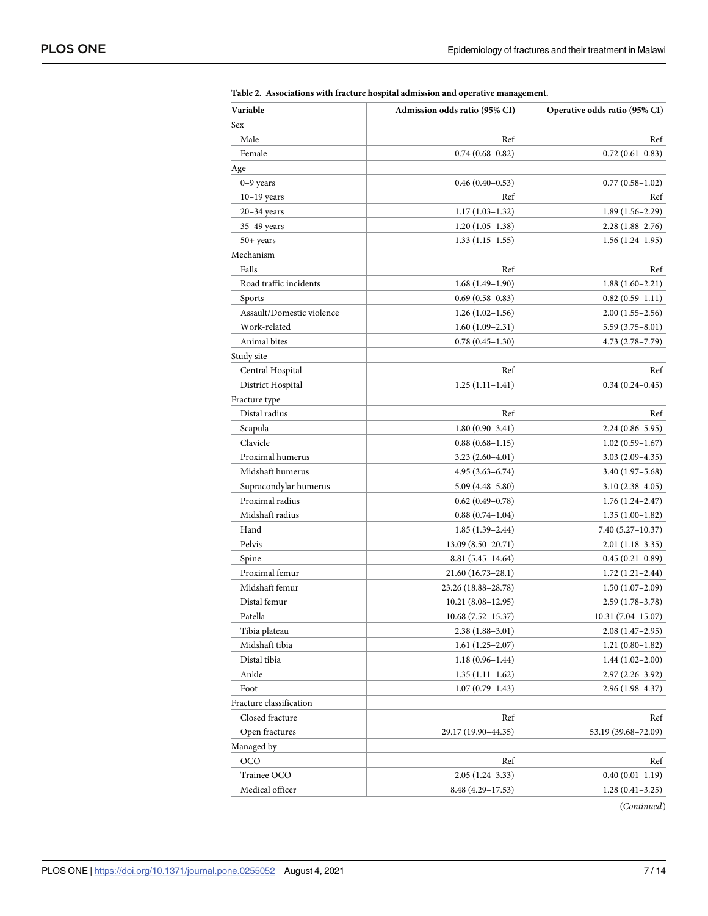**Table 2. Associations with fracture hospital admission and operative management.**

| Variable | Admission odds ratio (95% CI) | Operative odds ratio (95% CI) |
|---|---|---|
| Sex | | |
| Male | Ref | Ref |
| Female | 0.74 (0.68–0.82) | 0.72 (0.61–0.83) |
| Age | | |
| 0–9 years | 0.46 (0.40–0.53) | 0.77 (0.58–1.02) |
| 10–19 years | Ref | Ref |
| 20–34 years | 1.17 (1.03–1.32) | 1.89 (1.56–2.29) |
| 35–49 years | 1.20 (1.05–1.38) | 2.28 (1.88–2.76) |
| 50+ years | 1.33 (1.15–1.55) | 1.56 (1.24–1.95) |
| Mechanism | | |
| Falls | Ref | Ref |
| Road traffic incidents | 1.68 (1.49–1.90) | 1.88 (1.60–2.21) |
| Sports | 0.69 (0.58–0.83) | 0.82 (0.59–1.11) |
| Assault/Domestic violence | 1.26 (1.02–1.56) | 2.00 (1.55–2.56) |
| Work-related | 1.60 (1.09–2.31) | 5.59 (3.75–8.01) |
| Animal bites | 0.78 (0.45–1.30) | 4.73 (2.78–7.79) |
| Study site | | |
| Central Hospital | Ref | Ref |
| District Hospital | 1.25 (1.11–1.41) | 0.34 (0.24–0.45) |
| Fracture type | | |
| Distal radius | Ref | Ref |
| Scapula | 1.80 (0.90–3.41) | 2.24 (0.86–5.95) |
| Clavicle | 0.88 (0.68–1.15) | 1.02 (0.59–1.67) |
| Proximal humerus | 3.23 (2.60–4.01) | 3.03 (2.09–4.35) |
| Midshaft humerus | 4.95 (3.63–6.74) | 3.40 (1.97–5.68) |
| Supracondylar humerus | 5.09 (4.48–5.80) | 3.10 (2.38–4.05) |
| Proximal radius | 0.62 (0.49–0.78) | 1.76 (1.24–2.47) |
| Midshaft radius | 0.88 (0.74–1.04) | 1.35 (1.00–1.82) |
| Hand | 1.85 (1.39–2.44) | 7.40 (5.27–10.37) |
| Pelvis | 13.09 (8.50–20.71) | 2.01 (1.18–3.35) |
| Spine | 8.81 (5.45–14.64) | 0.45 (0.21–0.89) |
| Proximal femur | 21.60 (16.73–28.1) | 1.72 (1.21–2.44) |
| Midshaft femur | 23.26 (18.88–28.78) | 1.50 (1.07–2.09) |
| Distal femur | 10.21 (8.08–12.95) | 2.59 (1.78–3.78) |
| Patella | 10.68 (7.52–15.37) | 10.31 (7.04–15.07) |
| Tibia plateau | 2.38 (1.88–3.01) | 2.08 (1.47–2.95) |
| Midshaft tibia | 1.61 (1.25–2.07) | 1.21 (0.80–1.82) |
| Distal tibia | 1.18 (0.96–1.44) | 1.44 (1.02–2.00) |
| Ankle | 1.35 (1.11–1.62) | 2.97 (2.26–3.92) |
| Foot | 1.07 (0.79–1.43) | 2.96 (1.98–4.37) |
| Fracture classification | | |
| Closed fracture | Ref | Ref |
| Open fractures | 29.17 (19.90–44.35) | 53.19 (39.68–72.09) |
| Managed by | | |
| OCO | Ref | Ref |
| Trainee OCO | 2.05 (1.24–3.33) | 0.40 (0.01–1.19) |
| Medical officer | 8.48 (4.29–17.53) | 1.28 (0.41–3.25) |

(*Continued*)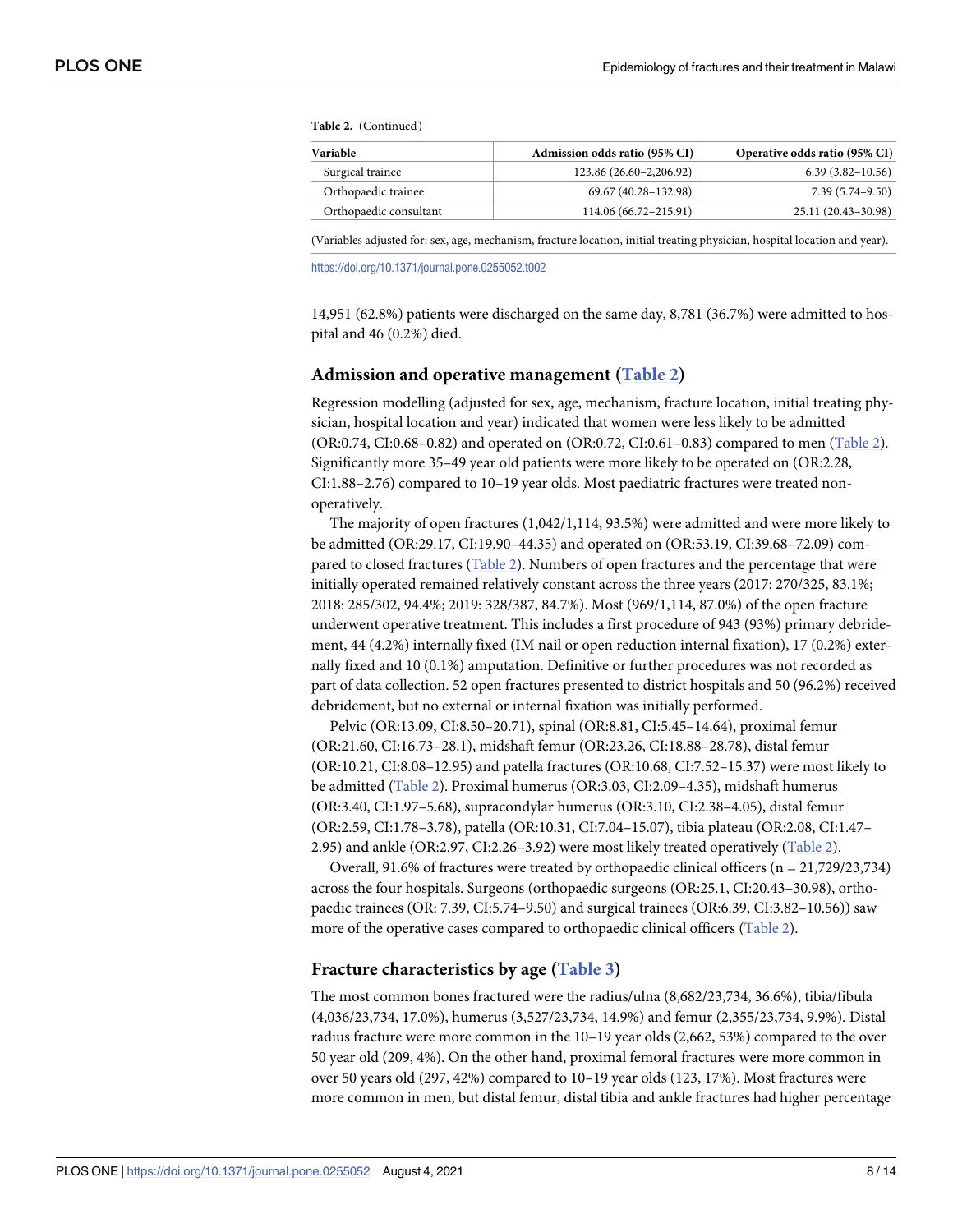**Table 2.** (Continued)

| Variable | Admission odds ratio (95% CI) | Operative odds ratio (95% CI) |
|---|---|---|
| Surgical trainee | 123.86 (26.60–2,206.92) | 6.39 (3.82–10.56) |
| Orthopaedic trainee | 69.67 (40.28–132.98) | 7.39 (5.74–9.50) |
| Orthopaedic consultant | 114.06 (66.72–215.91) | 25.11 (20.43–30.98) |

(Variables adjusted for: sex, age, mechanism, fracture location, initial treating physician, hospital location and year).

https://doi.org/10.1371/journal.pone.0255052.t002

14,951 (62.8%) patients were discharged on the same day, 8,781 (36.7%) were admitted to hospital and 46 (0.2%) died.

## Admission and operative management (Table 2)

Regression modelling (adjusted for sex, age, mechanism, fracture location, initial treating physician, hospital location and year) indicated that women were less likely to be admitted (OR:0.74, CI:0.68–0.82) and operated on (OR:0.72, CI:0.61–0.83) compared to men (Table 2). Significantly more 35–49 year old patients were more likely to be operated on (OR:2.28, CI:1.88–2.76) compared to 10–19 year olds. Most paediatric fractures were treated non-operatively.

The majority of open fractures (1,042/1,114, 93.5%) were admitted and were more likely to be admitted (OR:29.17, CI:19.90–44.35) and operated on (OR:53.19, CI:39.68–72.09) compared to closed fractures (Table 2). Numbers of open fractures and the percentage that were initially operated remained relatively constant across the three years (2017: 270/325, 83.1%; 2018: 285/302, 94.4%; 2019: 328/387, 84.7%). Most (969/1,114, 87.0%) of the open fracture underwent operative treatment. This includes a first procedure of 943 (93%) primary debridement, 44 (4.2%) internally fixed (IM nail or open reduction internal fixation), 17 (0.2%) externally fixed and 10 (0.1%) amputation. Definitive or further procedures was not recorded as part of data collection. 52 open fractures presented to district hospitals and 50 (96.2%) received debridement, but no external or internal fixation was initially performed.

Pelvic (OR:13.09, CI:8.50–20.71), spinal (OR:8.81, CI:5.45–14.64), proximal femur (OR:21.60, CI:16.73–28.1), midshaft femur (OR:23.26, CI:18.88–28.78), distal femur (OR:10.21, CI:8.08–12.95) and patella fractures (OR:10.68, CI:7.52–15.37) were most likely to be admitted (Table 2). Proximal humerus (OR:3.03, CI:2.09–4.35), midshaft humerus (OR:3.40, CI:1.97–5.68), supracondylar humerus (OR:3.10, CI:2.38–4.05), distal femur (OR:2.59, CI:1.78–3.78), patella (OR:10.31, CI:7.04–15.07), tibia plateau (OR:2.08, CI:1.47–2.95) and ankle (OR:2.97, CI:2.26–3.92) were most likely treated operatively (Table 2).

Overall, 91.6% of fractures were treated by orthopaedic clinical officers (n = 21,729/23,734) across the four hospitals. Surgeons (orthopaedic surgeons (OR:25.1, CI:20.43–30.98), orthopaedic trainees (OR: 7.39, CI:5.74–9.50) and surgical trainees (OR:6.39, CI:3.82–10.56)) saw more of the operative cases compared to orthopaedic clinical officers (Table 2).

## Fracture characteristics by age (Table 3)

The most common bones fractured were the radius/ulna (8,682/23,734, 36.6%), tibia/fibula (4,036/23,734, 17.0%), humerus (3,527/23,734, 14.9%) and femur (2,355/23,734, 9.9%). Distal radius fracture were more common in the 10–19 year olds (2,662, 53%) compared to the over 50 year old (209, 4%). On the other hand, proximal femoral fractures were more common in over 50 years old (297, 42%) compared to 10–19 year olds (123, 17%). Most fractures were more common in men, but distal femur, distal tibia and ankle fractures had higher percentage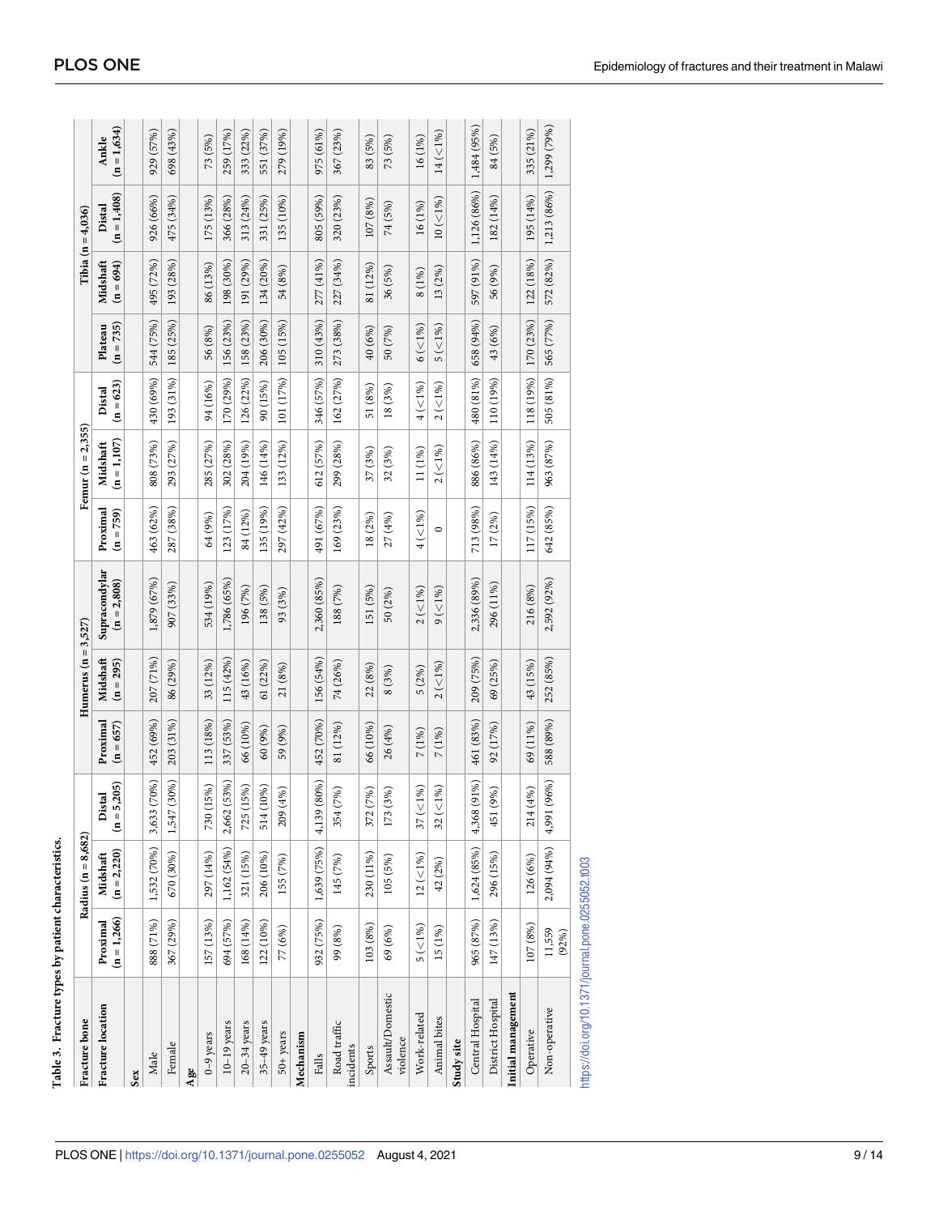**Table 3. Fracture types by patient characteristics.**

| Fracture bone | Radius (n = 8,682) | | | Humerus (n = 3,527) | | | Femur (n = 2,355) | | | Tibia (n = 4,036) | | | |
|---|---|---|---|---|---|---|---|---|---|---|---|---|---|
| Fracture location | Proximal (n = 1,266) | Midshaft (n = 2,220) | Distal (n = 5,205) | Proximal (n = 657) | Midshaft (n = 295) | Supracondylar (n = 2,808) | Proximal (n = 759) | Midshaft (n = 1,107) | Distal (n = 623) | Plateau (n = 735) | Midshaft (n = 694) | Distal (n = 1,408) | Ankle (n = 1,634) |
| **Sex** | | | | | | | | | | | | | |
| Male | 888 (71%) | 1,532 (70%) | 3,633 (70%) | 452 (69%) | 207 (71%) | 1,879 (67%) | 463 (62%) | 808 (73%) | 430 (69%) | 544 (75%) | 495 (72%) | 926 (66%) | 929 (57%) |
| Female | 367 (29%) | 670 (30%) | 1,547 (30%) | 203 (31%) | 86 (29%) | 907 (33%) | 287 (38%) | 293 (27%) | 193 (31%) | 185 (25%) | 193 (28%) | 475 (34%) | 698 (43%) |
| **Age** | | | | | | | | | | | | | |
| 0–9 years | 157 (13%) | 297 (14%) | 730 (15%) | 113 (18%) | 33 (12%) | 534 (19%) | 64 (9%) | 285 (27%) | 94 (16%) | 56 (8%) | 86 (13%) | 175 (13%) | 73 (5%) |
| 10–19 years | 694 (57%) | 1,162 (54%) | 2,662 (53%) | 337 (53%) | 115 (42%) | 1,786 (65%) | 123 (17%) | 302 (28%) | 170 (29%) | 156 (23%) | 198 (30%) | 366 (28%) | 259 (17%) |
| 20–34 years | 168 (14%) | 321 (15%) | 725 (15%) | 66 (10%) | 43 (16%) | 196 (7%) | 84 (12%) | 204 (19%) | 126 (22%) | 158 (23%) | 191 (29%) | 313 (24%) | 333 (22%) |
| 35–49 years | 122 (10%) | 206 (10%) | 514 (10%) | 60 (9%) | 61 (22%) | 138 (5%) | 135 (19%) | 146 (14%) | 90 (15%) | 206 (30%) | 134 (20%) | 331 (25%) | 551 (37%) |
| 50+ years | 77 (6%) | 155 (7%) | 209 (4%) | 59 (9%) | 21 (8%) | 93 (3%) | 297 (42%) | 133 (12%) | 101 (17%) | 105 (15%) | 54 (8%) | 135 (10%) | 279 (19%) |
| **Mechanism** | | | | | | | | | | | | | |
| Falls | 932 (75%) | 1,639 (75%) | 4,139 (80%) | 452 (70%) | 156 (54%) | 2,360 (85%) | 491 (67%) | 612 (57%) | 346 (57%) | 310 (43%) | 277 (41%) | 805 (59%) | 975 (61%) |
| Road traffic incidents | 99 (8%) | 145 (7%) | 354 (7%) | 81 (12%) | 74 (26%) | 188 (7%) | 169 (23%) | 299 (28%) | 162 (27%) | 273 (38%) | 227 (34%) | 320 (23%) | 367 (23%) |
| Sports | 103 (8%) | 230 (11%) | 372 (7%) | 66 (10%) | 22 (8%) | 151 (5%) | 18 (2%) | 37 (3%) | 51 (8%) | 40 (6%) | 81 (12%) | 107 (8%) | 83 (5%) |
| Assault/Domestic violence | 69 (6%) | 105 (5%) | 173 (3%) | 26 (4%) | 8 (3%) | 50 (2%) | 27 (4%) | 32 (3%) | 18 (3%) | 50 (7%) | 36 (5%) | 74 (5%) | 73 (5%) |
| Work-related | 5 (<1%) | 12 (<1%) | 37 (<1%) | 7 (1%) | 5 (2%) | 2 (<1%) | 4 (<1%) | 11 (1%) | 4 (<1%) | 6 (<1%) | 8 (1%) | 16 (1%) | 16 (1%) |
| Animal bites | 15 (1%) | 42 (2%) | 32 (<1%) | 7 (1%) | 2 (<1%) | 9 (<1%) | 0 | 2 (<1%) | 2 (<1%) | 5 (<1%) | 13 (2%) | 10 (<1%) | 14 (<1%) |
| **Study site** | | | | | | | | | | | | | |
| Central Hospital | 965 (87%) | 1,624 (85%) | 4,368 (91%) | 461 (83%) | 209 (75%) | 2,336 (89%) | 713 (98%) | 886 (86%) | 480 (81%) | 658 (94%) | 597 (91%) | 1,126 (86%) | 1,484 (95%) |
| District Hospital | 147 (13%) | 296 (15%) | 451 (9%) | 92 (17%) | 69 (25%) | 296 (11%) | 17 (2%) | 143 (14%) | 110 (19%) | 43 (6%) | 56 (9%) | 182 (14%) | 84 (5%) |
| **Initial management** | | | | | | | | | | | | | |
| Operative | 107 (8%) | 126 (6%) | 214 (4%) | 69 (11%) | 43 (15%) | 216 (8%) | 117 (15%) | 114 (13%) | 118 (19%) | 170 (23%) | 122 (18%) | 195 (14%) | 335 (21%) |
| Non-operative | 11,559 (92%) | 2,094 (94%) | 4,991 (96%) | 588 (89%) | 252 (85%) | 2,592 (92%) | 642 (85%) | 963 (87%) | 505 (81%) | 565 (77%) | 572 (82%) | 1,213 (86%) | 1,299 (79%) |

https://doi.org/10.1371/journal.pone.0255052.t003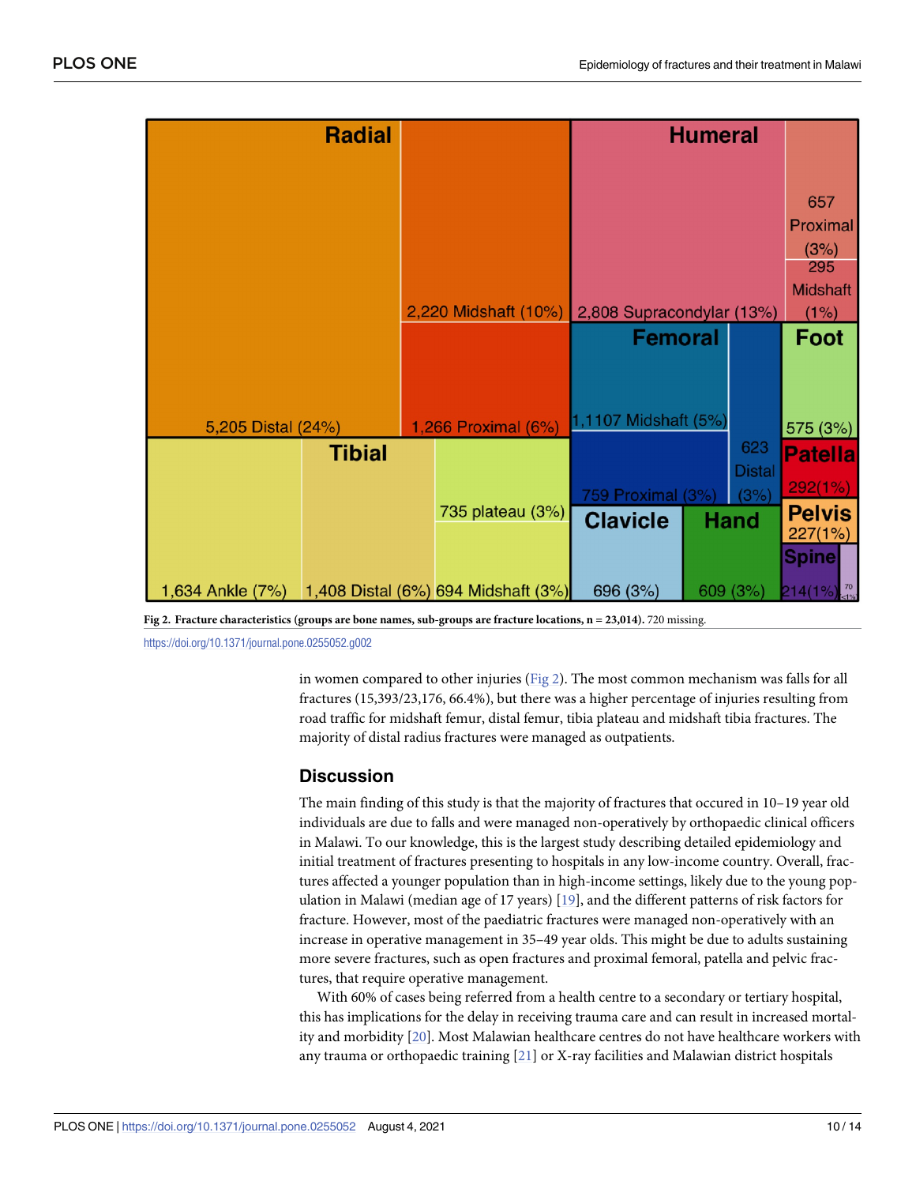Fig 2. **Fracture characteristics (groups are bone names, sub-groups are fracture locations, n = 23,014).** 720 missing.

https://doi.org/10.1371/journal.pone.0255052.g002

in women compared to other injuries (Fig 2). The most common mechanism was falls for all fractures (15,393/23,176, 66.4%), but there was a higher percentage of injuries resulting from road traffic for midshaft femur, distal femur, tibia plateau and midshaft tibia fractures. The majority of distal radius fractures were managed as outpatients.

## Discussion

The main finding of this study is that the majority of fractures that occured in 10–19 year old individuals are due to falls and were managed non-operatively by orthopaedic clinical officers in Malawi. To our knowledge, this is the largest study describing detailed epidemiology and initial treatment of fractures presenting to hospitals in any low-income country. Overall, fractures affected a younger population than in high-income settings, likely due to the young population in Malawi (median age of 17 years) [19], and the different patterns of risk factors for fracture. However, most of the paediatric fractures were managed non-operatively with an increase in operative management in 35–49 year olds. This might be due to adults sustaining more severe fractures, such as open fractures and proximal femoral, patella and pelvic fractures, that require operative management.

With 60% of cases being referred from a health centre to a secondary or tertiary hospital, this has implications for the delay in receiving trauma care and can result in increased mortality and morbidity [20]. Most Malawian healthcare centres do not have healthcare workers with any trauma or orthopaedic training [21] or X-ray facilities and Malawian district hospitals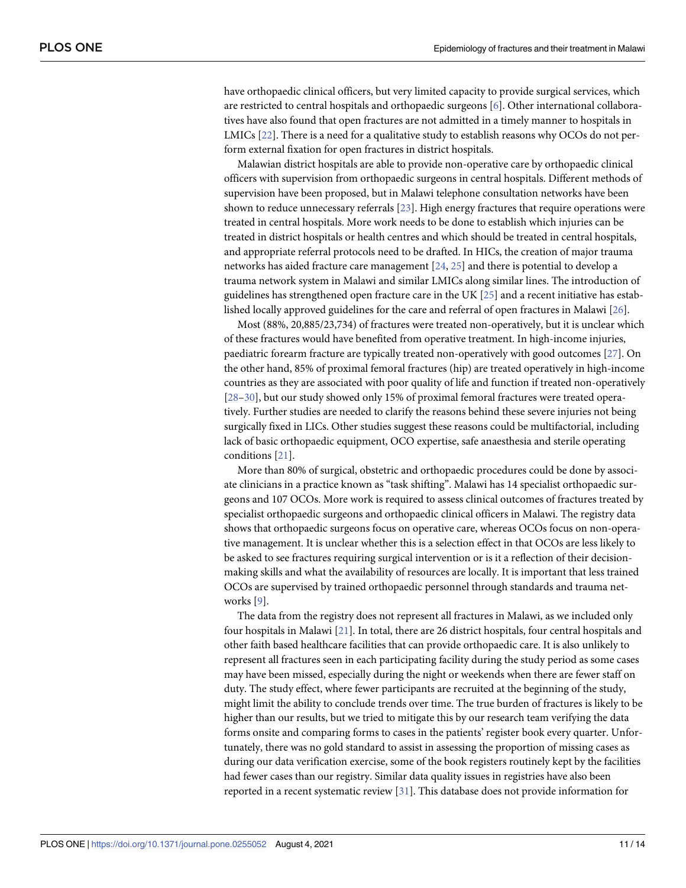have orthopaedic clinical officers, but very limited capacity to provide surgical services, which are restricted to central hospitals and orthopaedic surgeons [6]. Other international collaboratives have also found that open fractures are not admitted in a timely manner to hospitals in LMICs [22]. There is a need for a qualitative study to establish reasons why OCOs do not perform external fixation for open fractures in district hospitals.

Malawian district hospitals are able to provide non-operative care by orthopaedic clinical officers with supervision from orthopaedic surgeons in central hospitals. Different methods of supervision have been proposed, but in Malawi telephone consultation networks have been shown to reduce unnecessary referrals [23]. High energy fractures that require operations were treated in central hospitals. More work needs to be done to establish which injuries can be treated in district hospitals or health centres and which should be treated in central hospitals, and appropriate referral protocols need to be drafted. In HICs, the creation of major trauma networks has aided fracture care management [24, 25] and there is potential to develop a trauma network system in Malawi and similar LMICs along similar lines. The introduction of guidelines has strengthened open fracture care in the UK [25] and a recent initiative has established locally approved guidelines for the care and referral of open fractures in Malawi [26].

Most (88%, 20,885/23,734) of fractures were treated non-operatively, but it is unclear which of these fractures would have benefited from operative treatment. In high-income injuries, paediatric forearm fracture are typically treated non-operatively with good outcomes [27]. On the other hand, 85% of proximal femoral fractures (hip) are treated operatively in high-income countries as they are associated with poor quality of life and function if treated non-operatively [28–30], but our study showed only 15% of proximal femoral fractures were treated operatively. Further studies are needed to clarify the reasons behind these severe injuries not being surgically fixed in LICs. Other studies suggest these reasons could be multifactorial, including lack of basic orthopaedic equipment, OCO expertise, safe anaesthesia and sterile operating conditions [21].

More than 80% of surgical, obstetric and orthopaedic procedures could be done by associate clinicians in a practice known as "task shifting". Malawi has 14 specialist orthopaedic surgeons and 107 OCOs. More work is required to assess clinical outcomes of fractures treated by specialist orthopaedic surgeons and orthopaedic clinical officers in Malawi. The registry data shows that orthopaedic surgeons focus on operative care, whereas OCOs focus on non-operative management. It is unclear whether this is a selection effect in that OCOs are less likely to be asked to see fractures requiring surgical intervention or is it a reflection of their decision-making skills and what the availability of resources are locally. It is important that less trained OCOs are supervised by trained orthopaedic personnel through standards and trauma networks [9].

The data from the registry does not represent all fractures in Malawi, as we included only four hospitals in Malawi [21]. In total, there are 26 district hospitals, four central hospitals and other faith based healthcare facilities that can provide orthopaedic care. It is also unlikely to represent all fractures seen in each participating facility during the study period as some cases may have been missed, especially during the night or weekends when there are fewer staff on duty. The study effect, where fewer participants are recruited at the beginning of the study, might limit the ability to conclude trends over time. The true burden of fractures is likely to be higher than our results, but we tried to mitigate this by our research team verifying the data forms onsite and comparing forms to cases in the patients' register book every quarter. Unfortunately, there was no gold standard to assist in assessing the proportion of missing cases as during our data verification exercise, some of the book registers routinely kept by the facilities had fewer cases than our registry. Similar data quality issues in registries have also been reported in a recent systematic review [31]. This database does not provide information for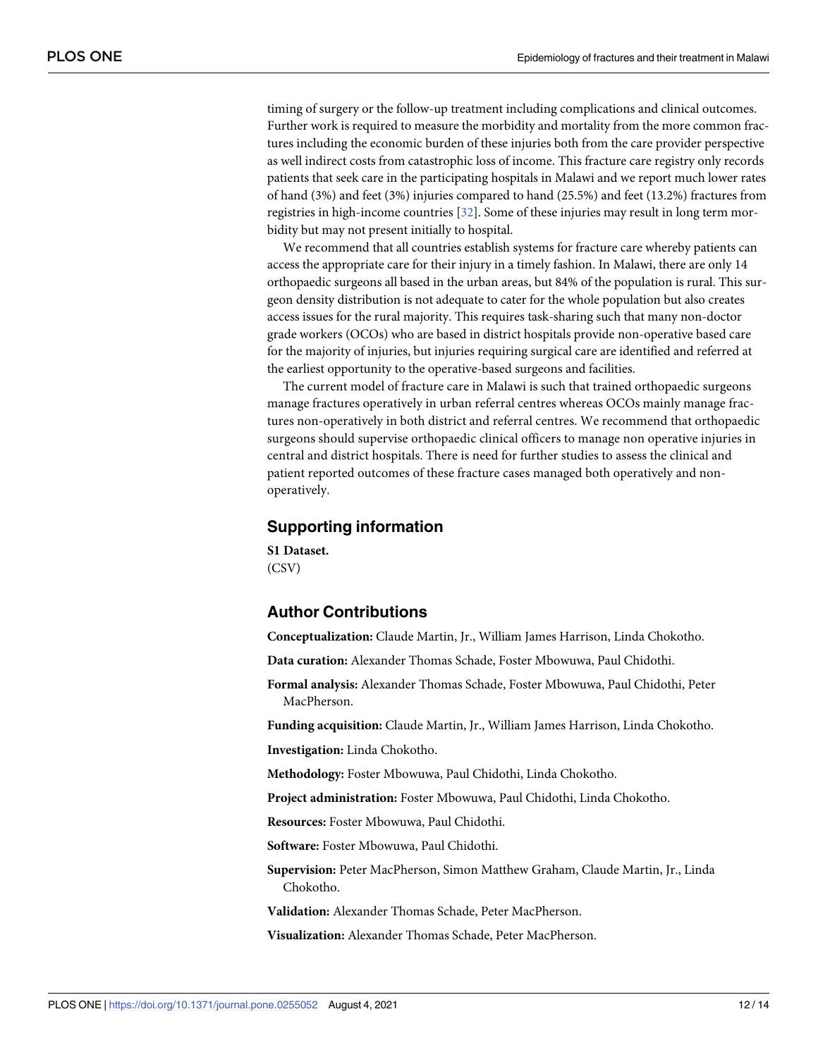timing of surgery or the follow-up treatment including complications and clinical outcomes. Further work is required to measure the morbidity and mortality from the more common fractures including the economic burden of these injuries both from the care provider perspective as well indirect costs from catastrophic loss of income. This fracture care registry only records patients that seek care in the participating hospitals in Malawi and we report much lower rates of hand (3%) and feet (3%) injuries compared to hand (25.5%) and feet (13.2%) fractures from registries in high-income countries [32]. Some of these injuries may result in long term morbidity but may not present initially to hospital.

We recommend that all countries establish systems for fracture care whereby patients can access the appropriate care for their injury in a timely fashion. In Malawi, there are only 14 orthopaedic surgeons all based in the urban areas, but 84% of the population is rural. This surgeon density distribution is not adequate to cater for the whole population but also creates access issues for the rural majority. This requires task-sharing such that many non-doctor grade workers (OCOs) who are based in district hospitals provide non-operative based care for the majority of injuries, but injuries requiring surgical care are identified and referred at the earliest opportunity to the operative-based surgeons and facilities.

The current model of fracture care in Malawi is such that trained orthopaedic surgeons manage fractures operatively in urban referral centres whereas OCOs mainly manage fractures non-operatively in both district and referral centres. We recommend that orthopaedic surgeons should supervise orthopaedic clinical officers to manage non operative injuries in central and district hospitals. There is need for further studies to assess the clinical and patient reported outcomes of these fracture cases managed both operatively and non-operatively.

## Supporting information

**S1 Dataset.**
(CSV)

## Author Contributions

**Conceptualization:** Claude Martin, Jr., William James Harrison, Linda Chokotho.

**Data curation:** Alexander Thomas Schade, Foster Mbowuwa, Paul Chidothi.

**Formal analysis:** Alexander Thomas Schade, Foster Mbowuwa, Paul Chidothi, Peter MacPherson.

**Funding acquisition:** Claude Martin, Jr., William James Harrison, Linda Chokotho.

**Investigation:** Linda Chokotho.

**Methodology:** Foster Mbowuwa, Paul Chidothi, Linda Chokotho.

**Project administration:** Foster Mbowuwa, Paul Chidothi, Linda Chokotho.

**Resources:** Foster Mbowuwa, Paul Chidothi.

**Software:** Foster Mbowuwa, Paul Chidothi.

**Supervision:** Peter MacPherson, Simon Matthew Graham, Claude Martin, Jr., Linda Chokotho.

**Validation:** Alexander Thomas Schade, Peter MacPherson.

**Visualization:** Alexander Thomas Schade, Peter MacPherson.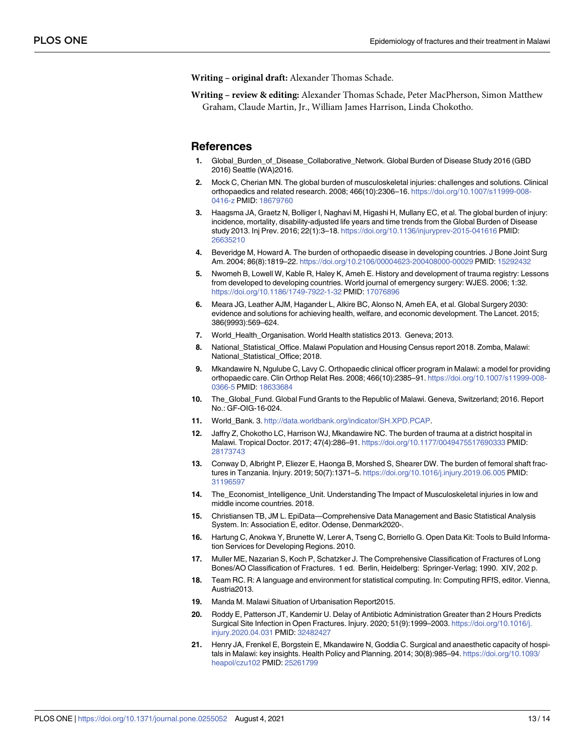**Writing – original draft:** Alexander Thomas Schade.

**Writing – review & editing:** Alexander Thomas Schade, Peter MacPherson, Simon Matthew Graham, Claude Martin, Jr., William James Harrison, Linda Chokotho.

## References

1. Global_Burden_of_Disease_Collaborative_Network. Global Burden of Disease Study 2016 (GBD 2016) Seattle (WA)2016.
2. Mock C, Cherian MN. The global burden of musculoskeletal injuries: challenges and solutions. Clinical orthopaedics and related research. 2008; 466(10):2306–16. https://doi.org/10.1007/s11999-008-0416-z PMID: 18679760
3. Haagsma JA, Graetz N, Bolliger I, Naghavi M, Higashi H, Mullany EC, et al. The global burden of injury: incidence, mortality, disability-adjusted life years and time trends from the Global Burden of Disease study 2013. Inj Prev. 2016; 22(1):3–18. https://doi.org/10.1136/injuryprev-2015-041616 PMID: 26635210
4. Beveridge M, Howard A. The burden of orthopaedic disease in developing countries. J Bone Joint Surg Am. 2004; 86(8):1819–22. https://doi.org/10.2106/00004623-200408000-00029 PMID: 15292432
5. Nwomeh B, Lowell W, Kable R, Haley K, Ameh E. History and development of trauma registry: Lessons from developed to developing countries. World journal of emergency surgery: WJES. 2006; 1:32. https://doi.org/10.1186/1749-7922-1-32 PMID: 17076896
6. Meara JG, Leather AJM, Hagander L, Alkire BC, Alonso N, Ameh EA, et al. Global Surgery 2030: evidence and solutions for achieving health, welfare, and economic development. The Lancet. 2015; 386(9993):569–624.
7. World_Health_Organisation. World Health statistics 2013. Geneva; 2013.
8. National_Statistical_Office. Malawi Population and Housing Census report 2018. Zomba, Malawi: National_Statistical_Office; 2018.
9. Mkandawire N, Ngulube C, Lavy C. Orthopaedic clinical officer program in Malawi: a model for providing orthopaedic care. Clin Orthop Relat Res. 2008; 466(10):2385–91. https://doi.org/10.1007/s11999-008-0366-5 PMID: 18633684
10. The_Global_Fund. Global Fund Grants to the Republic of Malawi. Geneva, Switzerland; 2016. Report No.: GF-OIG-16-024.
11. World_Bank. 3. http://data.worldbank.org/indicator/SH.XPD.PCAP.
12. Jaffry Z, Chokotho LC, Harrison WJ, Mkandawire NC. The burden of trauma at a district hospital in Malawi. Tropical Doctor. 2017; 47(4):286–91. https://doi.org/10.1177/0049475517690333 PMID: 28173743
13. Conway D, Albright P, Eliezer E, Haonga B, Morshed S, Shearer DW. The burden of femoral shaft fractures in Tanzania. Injury. 2019; 50(7):1371–5. https://doi.org/10.1016/j.injury.2019.06.005 PMID: 31196597
14. The_Economist_Intelligence_Unit. Understanding The Impact of Musculoskeletal injuries in low and middle income countries. 2018.
15. Christiansen TB, JM L. EpiData—Comprehensive Data Management and Basic Statistical Analysis System. In: Association E, editor. Odense, Denmark2020-.
16. Hartung C, Anokwa Y, Brunette W, Lerer A, Tseng C, Borriello G. Open Data Kit: Tools to Build Information Services for Developing Regions. 2010.
17. Muller ME, Nazarian S, Koch P, Schatzker J. The Comprehensive Classification of Fractures of Long Bones/AO Classification of Fractures. 1 ed. Berlin, Heidelberg: Springer-Verlag; 1990. XIV, 202 p.
18. Team RC. R: A language and environment for statistical computing. In: Computing RFfS, editor. Vienna, Austria2013.
19. Manda M. Malawi Situation of Urbanisation Report2015.
20. Roddy E, Patterson JT, Kandemir U. Delay of Antibiotic Administration Greater than 2 Hours Predicts Surgical Site Infection in Open Fractures. Injury. 2020; 51(9):1999–2003. https://doi.org/10.1016/j.injury.2020.04.031 PMID: 32482427
21. Henry JA, Frenkel E, Borgstein E, Mkandawire N, Goddia C. Surgical and anaesthetic capacity of hospitals in Malawi: key insights. Health Policy and Planning. 2014; 30(8):985–94. https://doi.org/10.1093/heapol/czu102 PMID: 25261799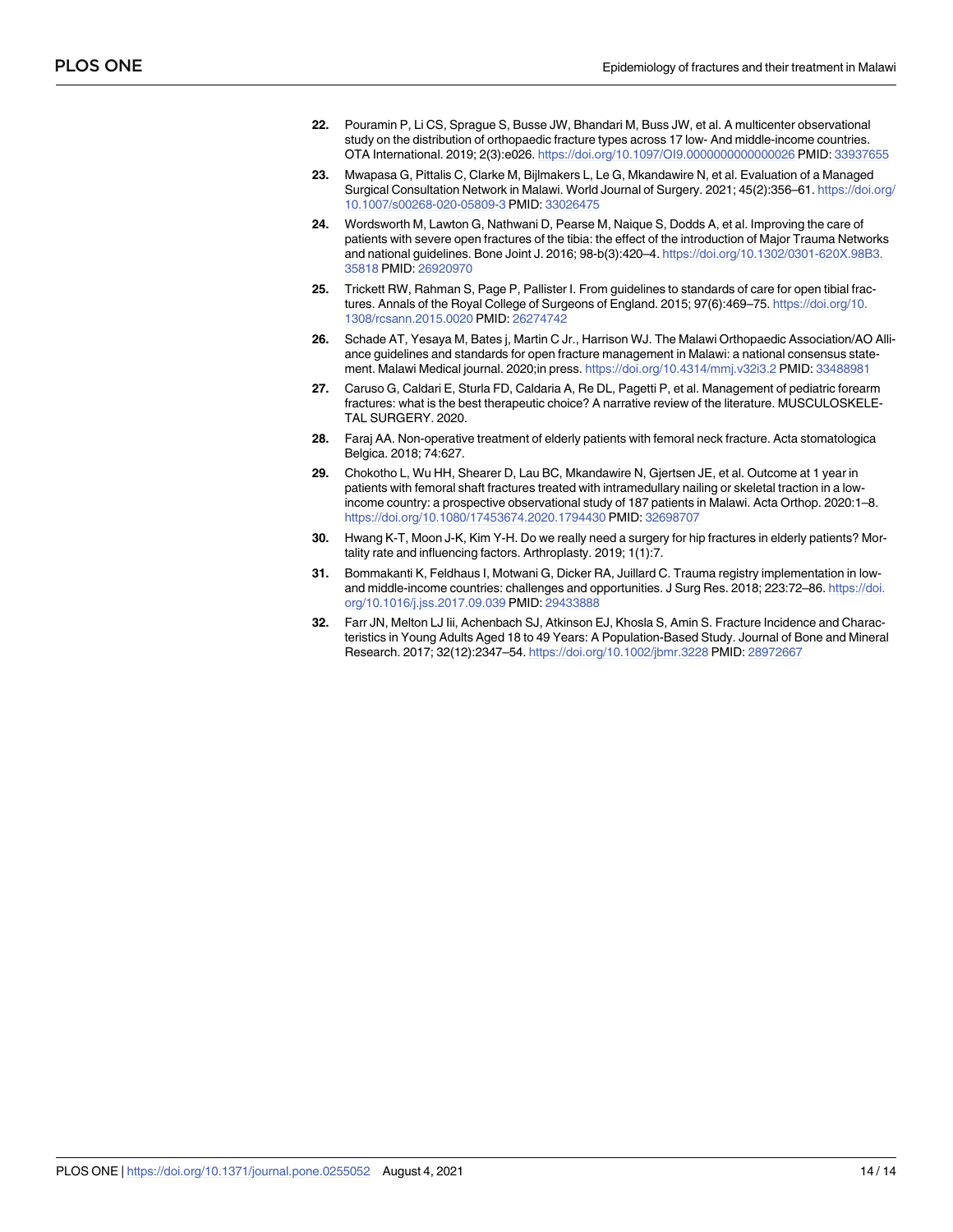22. Pouramin P, Li CS, Sprague S, Busse JW, Bhandari M, Buss JW, et al. A multicenter observational study on the distribution of orthopaedic fracture types across 17 low- And middle-income countries. OTA International. 2019; 2(3):e026. https://doi.org/10.1097/OI9.0000000000000026 PMID: 33937655

23. Mwapasa G, Pittalis C, Clarke M, Bijlmakers L, Le G, Mkandawire N, et al. Evaluation of a Managed Surgical Consultation Network in Malawi. World Journal of Surgery. 2021; 45(2):356–61. https://doi.org/10.1007/s00268-020-05809-3 PMID: 33026475

24. Wordsworth M, Lawton G, Nathwani D, Pearse M, Naique S, Dodds A, et al. Improving the care of patients with severe open fractures of the tibia: the effect of the introduction of Major Trauma Networks and national guidelines. Bone Joint J. 2016; 98-b(3):420–4. https://doi.org/10.1302/0301-620X.98B3.35818 PMID: 26920970

25. Trickett RW, Rahman S, Page P, Pallister I. From guidelines to standards of care for open tibial fractures. Annals of the Royal College of Surgeons of England. 2015; 97(6):469–75. https://doi.org/10.1308/rcsann.2015.0020 PMID: 26274742

26. Schade AT, Yesaya M, Bates j, Martin C Jr., Harrison WJ. The Malawi Orthopaedic Association/AO Alliance guidelines and standards for open fracture management in Malawi: a national consensus statement. Malawi Medical journal. 2020;in press. https://doi.org/10.4314/mmj.v32i3.2 PMID: 33488981

27. Caruso G, Caldari E, Sturla FD, Caldaria A, Re DL, Pagetti P, et al. Management of pediatric forearm fractures: what is the best therapeutic choice? A narrative review of the literature. MUSCULOSKELETAL SURGERY. 2020.

28. Faraj AA. Non-operative treatment of elderly patients with femoral neck fracture. Acta stomatologica Belgica. 2018; 74:627.

29. Chokotho L, Wu HH, Shearer D, Lau BC, Mkandawire N, Gjertsen JE, et al. Outcome at 1 year in patients with femoral shaft fractures treated with intramedullary nailing or skeletal traction in a low-income country: a prospective observational study of 187 patients in Malawi. Acta Orthop. 2020:1–8. https://doi.org/10.1080/17453674.2020.1794430 PMID: 32698707

30. Hwang K-T, Moon J-K, Kim Y-H. Do we really need a surgery for hip fractures in elderly patients? Mortality rate and influencing factors. Arthroplasty. 2019; 1(1):7.

31. Bommakanti K, Feldhaus I, Motwani G, Dicker RA, Juillard C. Trauma registry implementation in low- and middle-income countries: challenges and opportunities. J Surg Res. 2018; 223:72–86. https://doi.org/10.1016/j.jss.2017.09.039 PMID: 29433888

32. Farr JN, Melton LJ Iii, Achenbach SJ, Atkinson EJ, Khosla S, Amin S. Fracture Incidence and Characteristics in Young Adults Aged 18 to 49 Years: A Population-Based Study. Journal of Bone and Mineral Research. 2017; 32(12):2347–54. https://doi.org/10.1002/jbmr.3228 PMID: 28972667